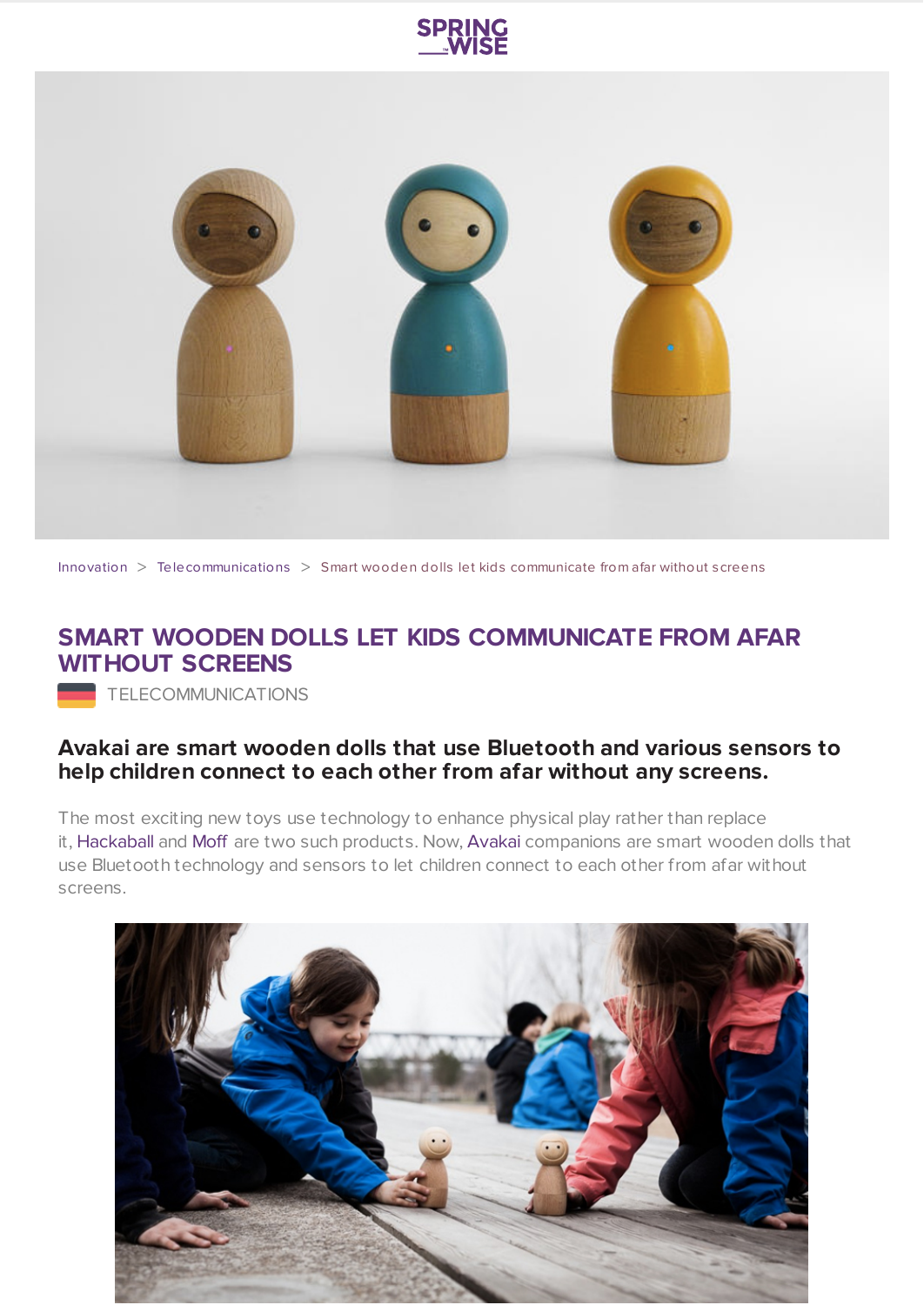Innovation > Telecommunications > Smart wooden dolls let kids communicate from afar without screens

# SMART WOODEN DOLLS LET KIDS COMMUNICATE FROM AFAR WITHOUT SCREENS

TELECOMMUNICATIONS

**Avakai are smart wooden dolls that use Bluetooth and various sensors to help children connect to each other from afar without any screens.**

The most exciting new toys use technology to enhance physical play rather than replace it, Hackaball and Moff are two such products. Now, Avakai companions are smart wooden dolls that use Bluetooth technology and sensors to let children connect to each other from afar without screens.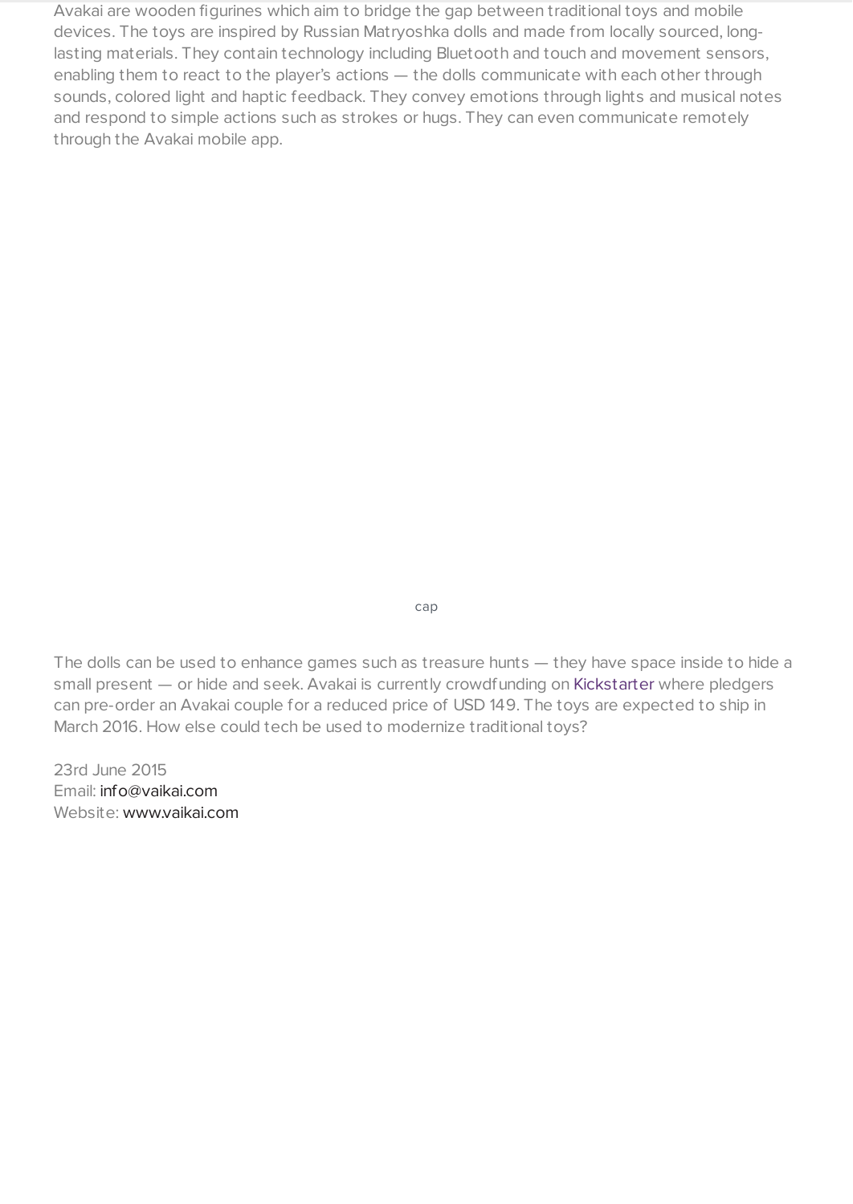Avakai are wooden figurines which aim to bridge the gap between traditional toys and mobile devices. The toys are inspired by Russian Matryoshka dolls and made from locally sourced, long-lasting materials. They contain technology including Bluetooth and touch and movement sensors, enabling them to react to the player's actions — the dolls communicate with each other through sounds, colored light and haptic feedback. They convey emotions through lights and musical notes and respond to simple actions such as strokes or hugs. They can even communicate remotely through the Avakai mobile app.

cap

The dolls can be used to enhance games such as treasure hunts — they have space inside to hide a small present — or hide and seek. Avakai is currently crowdfunding on Kickstarter where pledgers can pre-order an Avakai couple for a reduced price of USD 149. The toys are expected to ship in March 2016. How else could tech be used to modernize traditional toys?

23rd June 2015
Email: info@vaikai.com
Website: www.vaikai.com